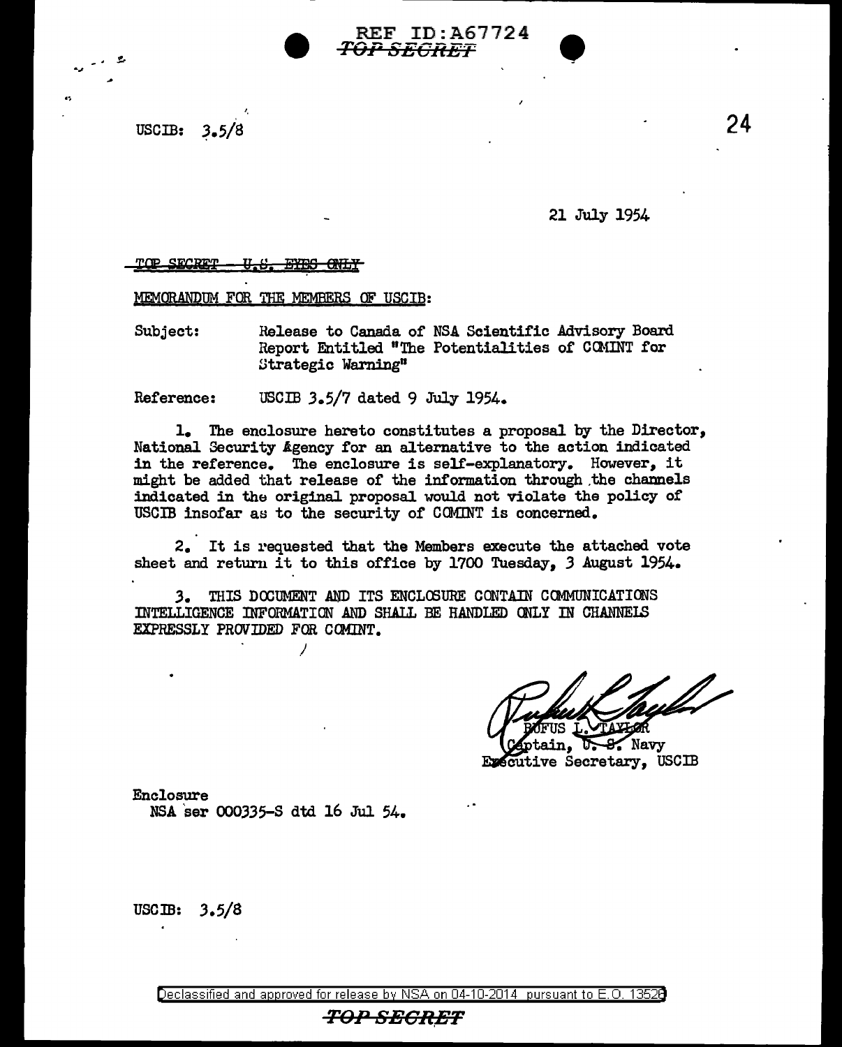REF ID:A67724

~~TOP SECRET~~

USCIB: 3.5/8

21 July 1954

~~TOP SECRET - U.S. EYES ONLY~~

MEMORANDUM FOR THE MEMBERS OF USCIB:

Subject: Release to Canada of NSA Scientific Advisory Board Report Entitled "The Potentialities of COMINT for Strategic Warning"

Reference: USCIB 3.5/7 dated 9 July 1954.

1. The enclosure hereto constitutes a proposal by the Director, National Security Agency for an alternative to the action indicated in the reference. The enclosure is self-explanatory. However, it might be added that release of the information through the channels indicated in the original proposal would not violate the policy of USCIB insofar as to the security of COMINT is concerned.

2. It is requested that the Members execute the attached vote sheet and return it to this office by 1700 Tuesday, 3 August 1954.

3. THIS DOCUMENT AND ITS ENCLOSURE CONTAIN COMMUNICATIONS INTELLIGENCE INFORMATION AND SHALL BE HANDLED ONLY IN CHANNELS EXPRESSLY PROVIDED FOR COMINT.

RUFUS L. TAYLOR
Captain, U. S. Navy
Executive Secretary, USCIB

Enclosure
NSA ser 000335-S dtd 16 Jul 54.

USCIB: 3.5/8

Declassified and approved for release by NSA on 04-10-2014 pursuant to E.O. 13526

~~TOP SECRET~~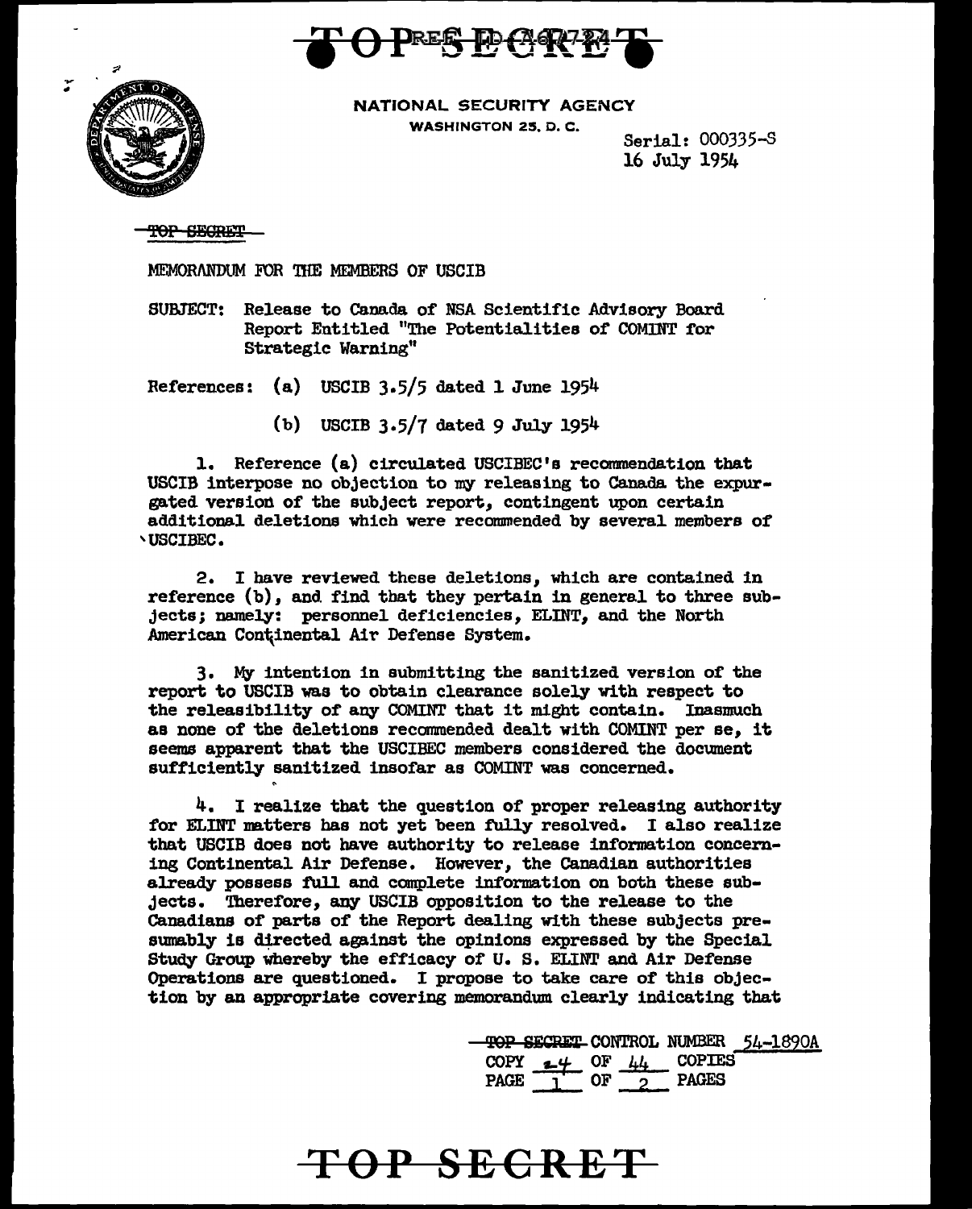NATIONAL SECURITY AGENCY
WASHINGTON 25, D. C.

Serial: 000335-S
16 July 1954

~~TOP SECRET~~

MEMORANDUM FOR THE MEMBERS OF USCIB

SUBJECT: Release to Canada of NSA Scientific Advisory Board Report Entitled "The Potentialities of COMINT for Strategic Warning"

References: (a) USCIB 3.5/5 dated 1 June 1954

(b) USCIB 3.5/7 dated 9 July 1954

1. Reference (a) circulated USCIBEC's recommendation that USCIB interpose no objection to my releasing to Canada the expurgated version of the subject report, contingent upon certain additional deletions which were recommended by several members of USCIBEC.

2. I have reviewed these deletions, which are contained in reference (b), and find that they pertain in general to three subjects; namely: personnel deficiencies, ELINT, and the North American Continental Air Defense System.

3. My intention in submitting the sanitized version of the report to USCIB was to obtain clearance solely with respect to the releasibility of any COMINT that it might contain. Inasmuch as none of the deletions recommended dealt with COMINT per se, it seems apparent that the USCIBEC members considered the document sufficiently sanitized insofar as COMINT was concerned.

4. I realize that the question of proper releasing authority for ELINT matters has not yet been fully resolved. I also realize that USCIB does not have authority to release information concerning Continental Air Defense. However, the Canadian authorities already possess full and complete information on both these subjects. Therefore, any USCIB opposition to the release to the Canadians of parts of the Report dealing with these subjects presumably is directed against the opinions expressed by the Special Study Group whereby the efficacy of U. S. ELINT and Air Defense Operations are questioned. I propose to take care of this objection by an appropriate covering memorandum clearly indicating that

~~TOP SECRET~~ CONTROL NUMBER 54-1890A
COPY 24 OF 44 COPIES
PAGE 1 OF 2 PAGES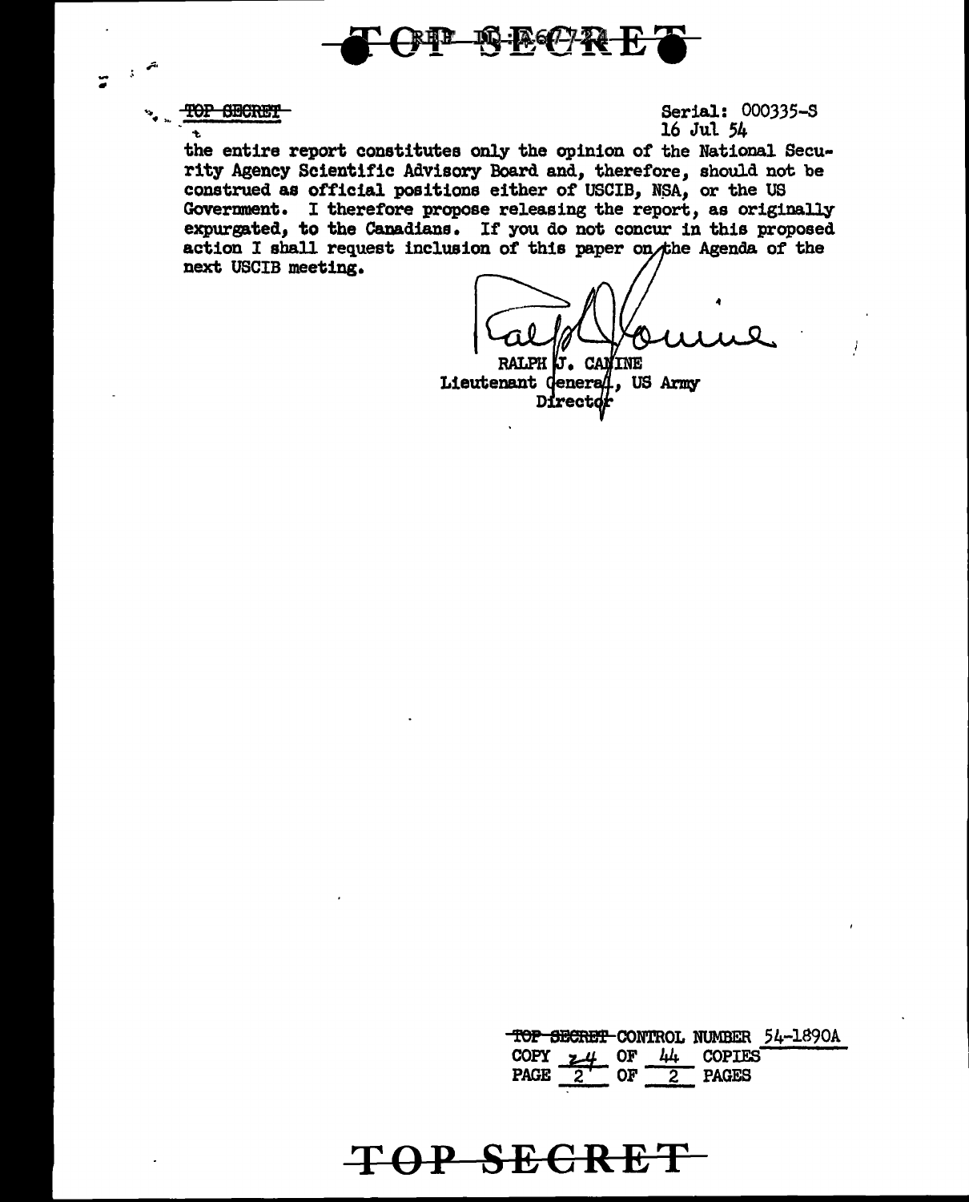TOP SECRET

Serial: 000335-S
16 Jul 54

the entire report constitutes only the opinion of the National Security Agency Scientific Advisory Board and, therefore, should not be construed as official positions either of USCIB, NSA, or the US Government. I therefore propose releasing the report, as originally expurgated, to the Canadians. If you do not concur in this proposed action I shall request inclusion of this paper on the Agenda of the next USCIB meeting.

RALPH J. CANINE
Lieutenant General, US Army
Director

TOP SECRET CONTROL NUMBER 54-1890A
COPY 24 OF 44 COPIES
PAGE 2 OF 2 PAGES

TOP SECRET